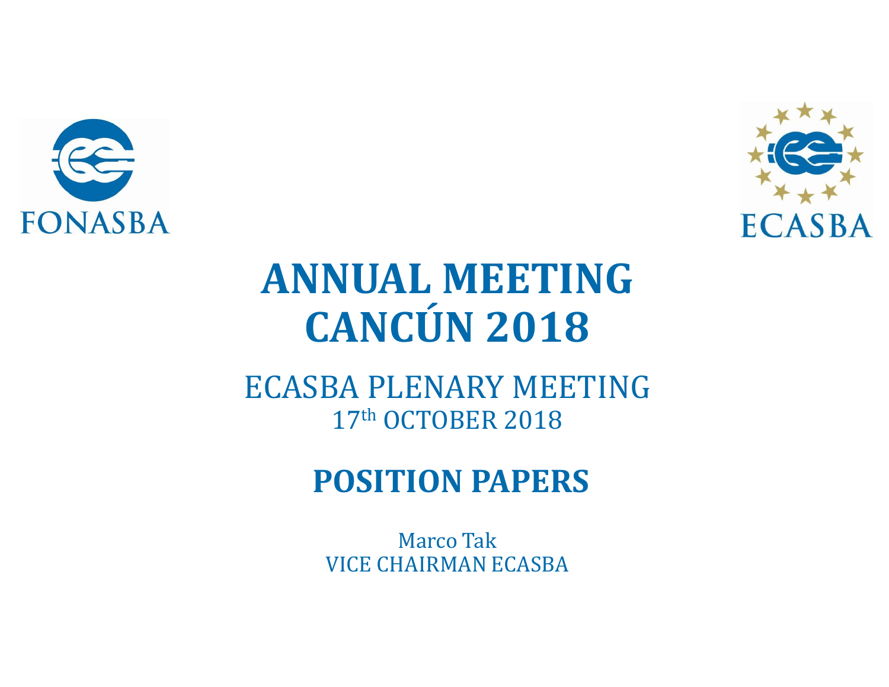FONASBA

ECASBA

# ANNUAL MEETING
# CANCÚN 2018

## ECASBA PLENARY MEETING
17th OCTOBER 2018

## POSITION PAPERS

Marco Tak
VICE CHAIRMAN ECASBA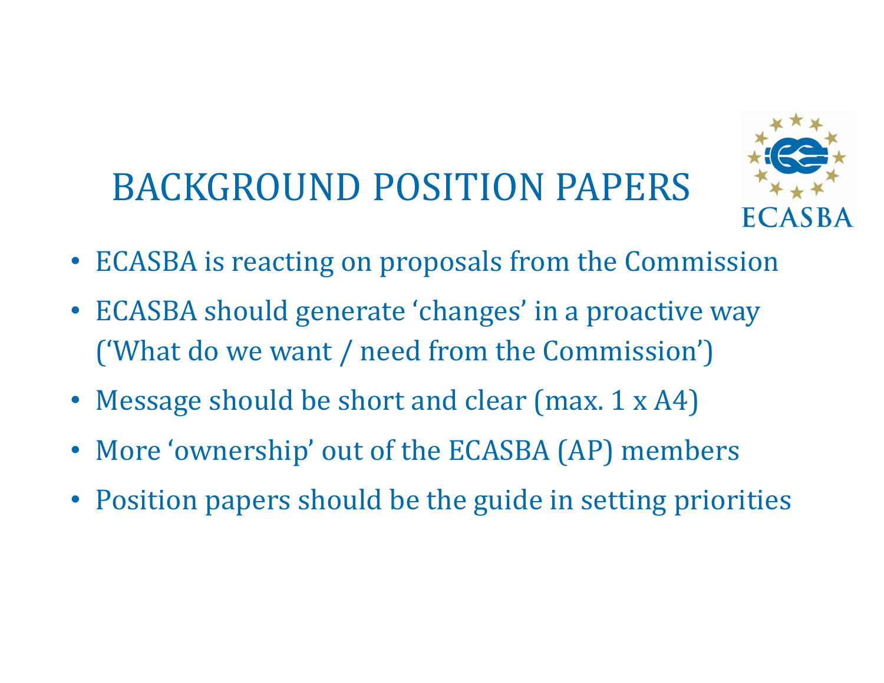# BACKGROUND POSITION PAPERS

ECASBA

- ECASBA is reacting on proposals from the Commission
- ECASBA should generate 'changes' in a proactive way ('What do we want / need from the Commission')
- Message should be short and clear (max. 1 x A4)
- More 'ownership' out of the ECASBA (AP) members
- Position papers should be the guide in setting priorities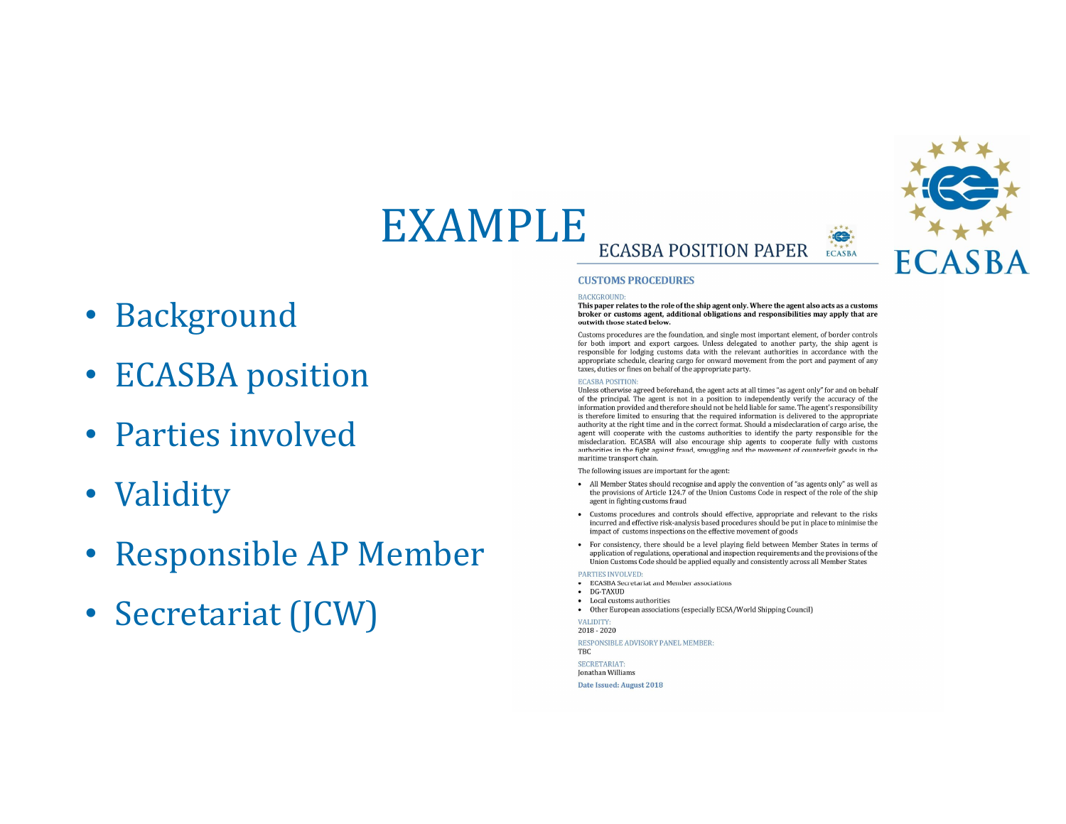# EXAMPLE

- Background
- ECASBA position
- Parties involved
- Validity
- Responsible AP Member
- Secretariat (JCW)

ECASBA

## ECASBA POSITION PAPER

### CUSTOMS PROCEDURES

BACKGROUND:

**This paper relates to the role of the ship agent only. Where the agent also acts as a customs broker or customs agent, additional obligations and responsibilities may apply that are outwith those stated below.**

Customs procedures are the foundation, and single most important element, of border controls for both import and export cargoes. Unless delegated to another party, the ship agent is responsible for lodging customs data with the relevant authorities in accordance with the appropriate schedule, clearing cargo for onward movement from the port and payment of any taxes, duties or fines on behalf of the appropriate party.

ECASBA POSITION:

Unless otherwise agreed beforehand, the agent acts at all times "as agent only" for and on behalf of the principal. The agent is not in a position to independently verify the accuracy of the information provided and therefore should not be held liable for same. The agent's responsibility is therefore limited to ensuring that the required information is delivered to the appropriate authority at the right time and in the correct format. Should a misdeclaration of cargo arise, the agent will cooperate with the customs authorities to identify the party responsible for the misdeclaration. ECASBA will also encourage ship agents to cooperate fully with customs authorities in the fight against fraud, smuggling and the movement of counterfeit goods in the maritime transport chain.

The following issues are important for the agent:

- All Member States should recognise and apply the convention of "as agents only" as well as the provisions of Article 124.7 of the Union Customs Code in respect of the role of the ship agent in fighting customs fraud
- Customs procedures and controls should effective, appropriate and relevant to the risks incurred and effective risk-analysis based procedures should be put in place to minimise the impact of customs inspections on the effective movement of goods
- For consistency, there should be a level playing field between Member States in terms of application of regulations, operational and inspection requirements and the provisions of the Union Customs Code should be applied equally and consistently across all Member States

PARTIES INVOLVED:

- ECASBA Secretariat and Member associations
- DG-TAXUD
- Local customs authorities
- Other European associations (especially ECSA/World Shipping Council)

VALIDITY:

2018 - 2020

RESPONSIBLE ADVISORY PANEL MEMBER:

TBC

SECRETARIAT:

Jonathan Williams

**Date Issued: August 2018**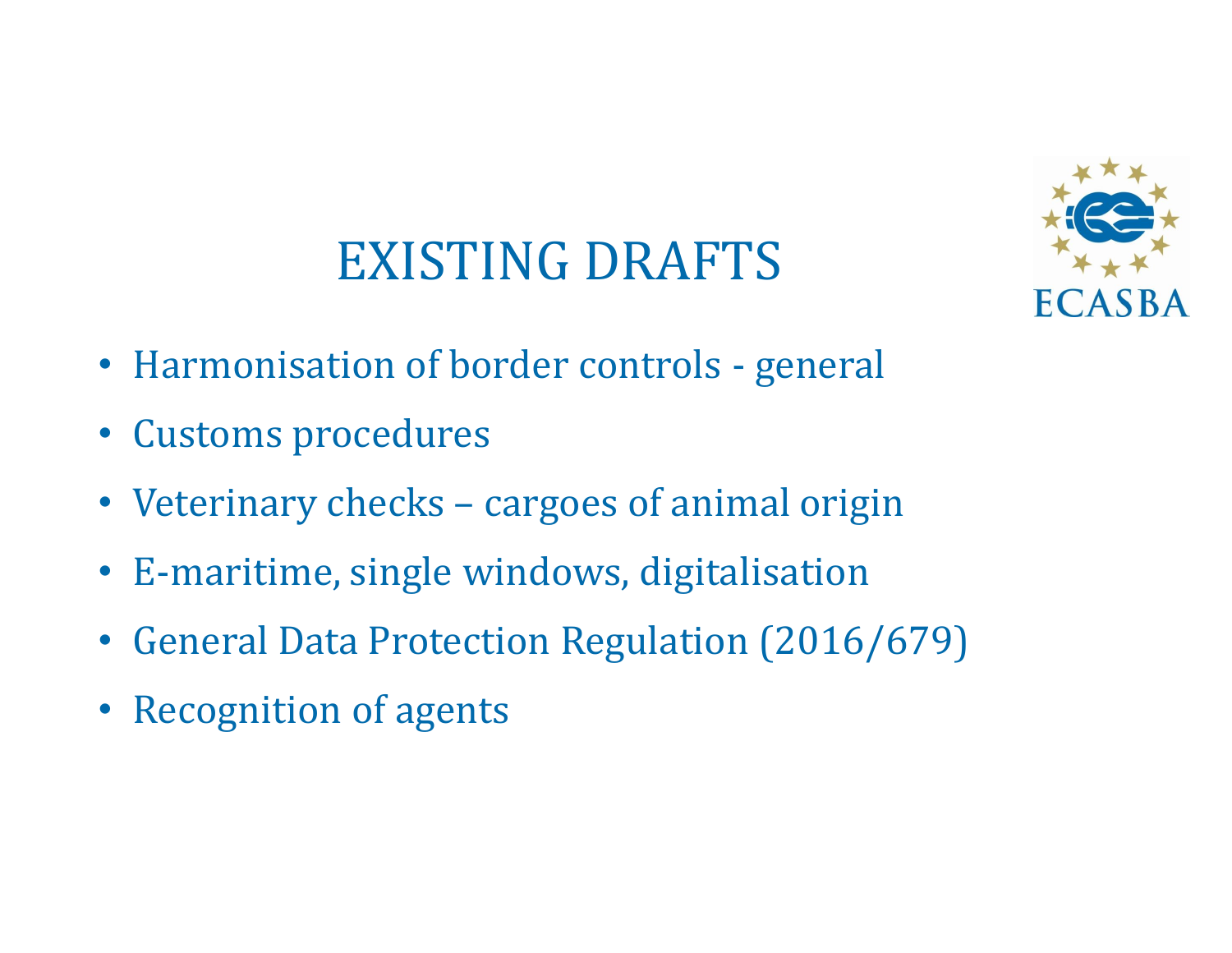# EXISTING DRAFTS

- Harmonisation of border controls - general
- Customs procedures
- Veterinary checks – cargoes of animal origin
- E-maritime, single windows, digitalisation
- General Data Protection Regulation (2016/679)
- Recognition of agents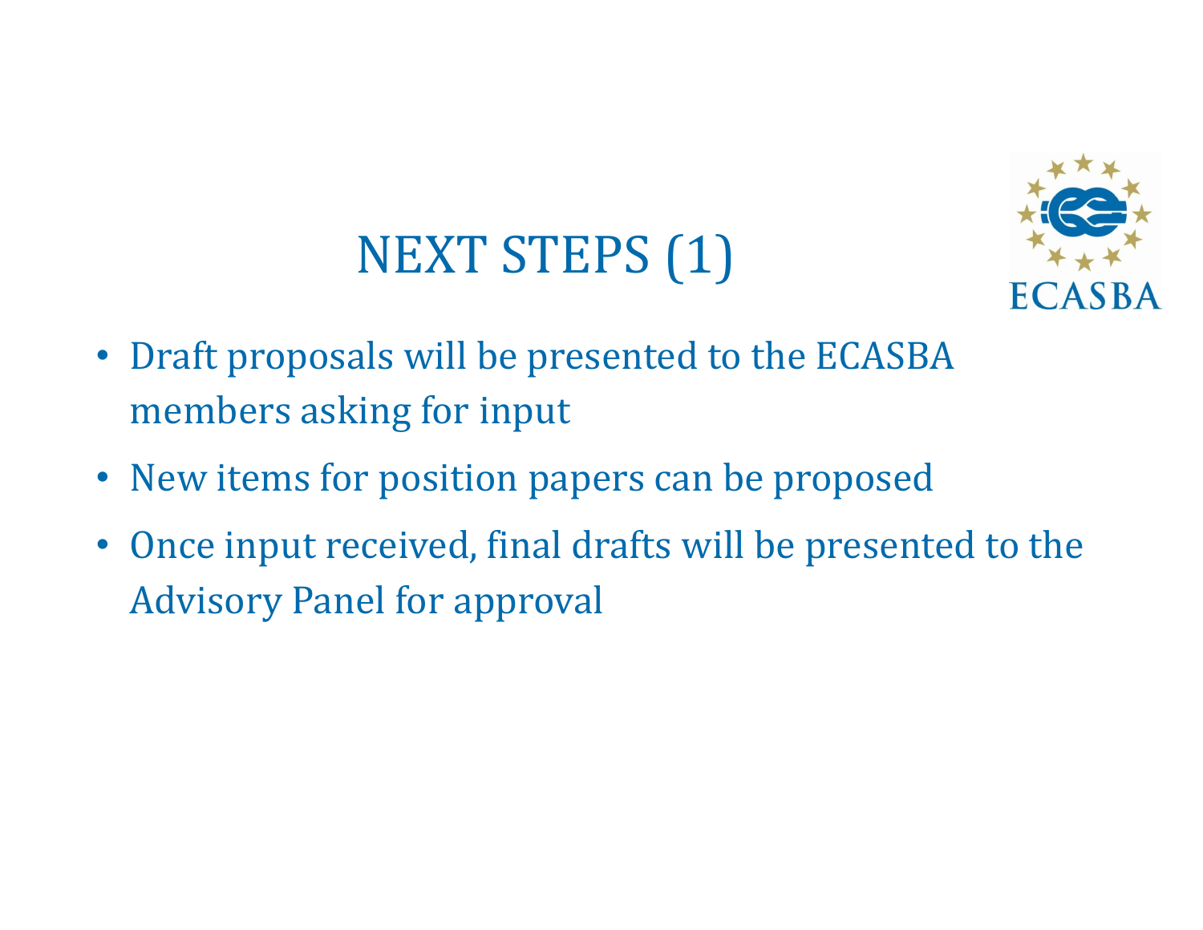# NEXT STEPS (1)

- Draft proposals will be presented to the ECASBA members asking for input
- New items for position papers can be proposed
- Once input received, final drafts will be presented to the Advisory Panel for approval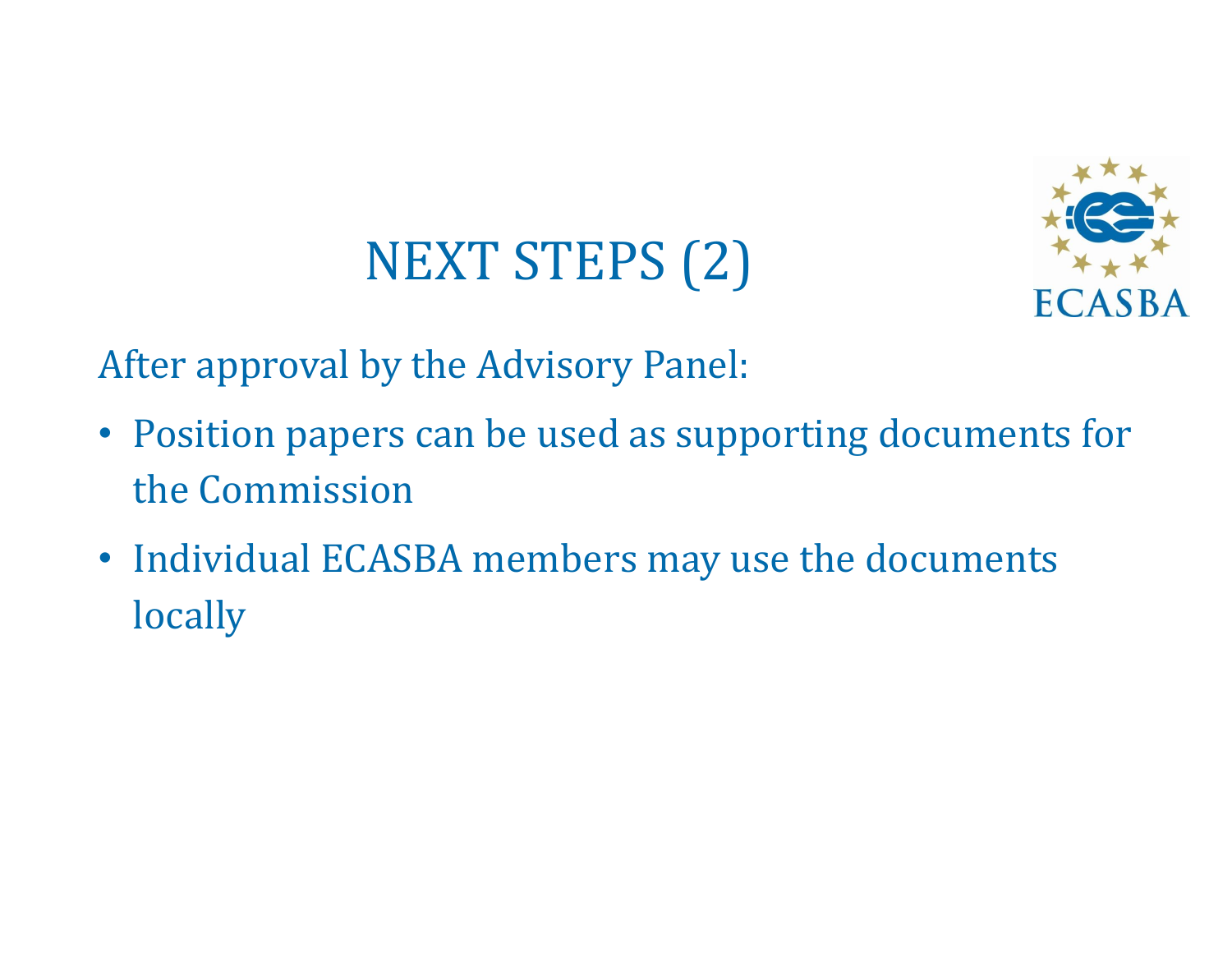# NEXT STEPS (2)

ECASBA

After approval by the Advisory Panel:

- Position papers can be used as supporting documents for the Commission
- Individual ECASBA members may use the documents locally